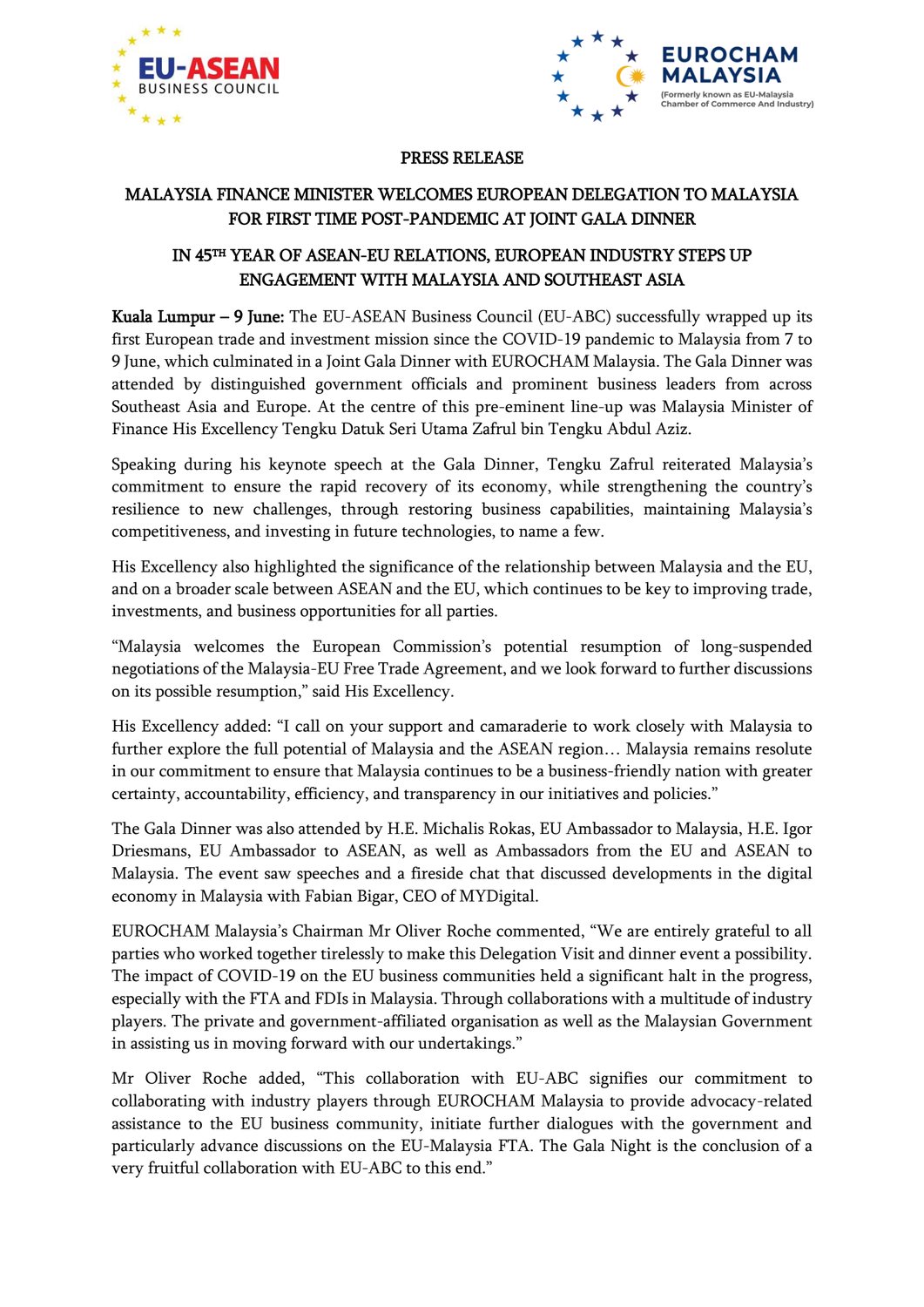EU-ASEAN BUSINESS COUNCIL

EUROCHAM MALAYSIA
(Formerly known as EU-Malaysia Chamber of Commerce And Industry)

PRESS RELEASE

# MALAYSIA FINANCE MINISTER WELCOMES EUROPEAN DELEGATION TO MALAYSIA FOR FIRST TIME POST-PANDEMIC AT JOINT GALA DINNER

## IN 45TH YEAR OF ASEAN-EU RELATIONS, EUROPEAN INDUSTRY STEPS UP ENGAGEMENT WITH MALAYSIA AND SOUTHEAST ASIA

**Kuala Lumpur – 9 June:** The EU-ASEAN Business Council (EU-ABC) successfully wrapped up its first European trade and investment mission since the COVID-19 pandemic to Malaysia from 7 to 9 June, which culminated in a Joint Gala Dinner with EUROCHAM Malaysia. The Gala Dinner was attended by distinguished government officials and prominent business leaders from across Southeast Asia and Europe. At the centre of this pre-eminent line-up was Malaysia Minister of Finance His Excellency Tengku Datuk Seri Utama Zafrul bin Tengku Abdul Aziz.

Speaking during his keynote speech at the Gala Dinner, Tengku Zafrul reiterated Malaysia's commitment to ensure the rapid recovery of its economy, while strengthening the country's resilience to new challenges, through restoring business capabilities, maintaining Malaysia's competitiveness, and investing in future technologies, to name a few.

His Excellency also highlighted the significance of the relationship between Malaysia and the EU, and on a broader scale between ASEAN and the EU, which continues to be key to improving trade, investments, and business opportunities for all parties.

"Malaysia welcomes the European Commission's potential resumption of long-suspended negotiations of the Malaysia-EU Free Trade Agreement, and we look forward to further discussions on its possible resumption," said His Excellency.

His Excellency added: "I call on your support and camaraderie to work closely with Malaysia to further explore the full potential of Malaysia and the ASEAN region… Malaysia remains resolute in our commitment to ensure that Malaysia continues to be a business-friendly nation with greater certainty, accountability, efficiency, and transparency in our initiatives and policies."

The Gala Dinner was also attended by H.E. Michalis Rokas, EU Ambassador to Malaysia, H.E. Igor Driesmans, EU Ambassador to ASEAN, as well as Ambassadors from the EU and ASEAN to Malaysia. The event saw speeches and a fireside chat that discussed developments in the digital economy in Malaysia with Fabian Bigar, CEO of MYDigital.

EUROCHAM Malaysia's Chairman Mr Oliver Roche commented, "We are entirely grateful to all parties who worked together tirelessly to make this Delegation Visit and dinner event a possibility. The impact of COVID-19 on the EU business communities held a significant halt in the progress, especially with the FTA and FDIs in Malaysia. Through collaborations with a multitude of industry players. The private and government-affiliated organisation as well as the Malaysian Government in assisting us in moving forward with our undertakings."

Mr Oliver Roche added, "This collaboration with EU-ABC signifies our commitment to collaborating with industry players through EUROCHAM Malaysia to provide advocacy-related assistance to the EU business community, initiate further dialogues with the government and particularly advance discussions on the EU-Malaysia FTA. The Gala Night is the conclusion of a very fruitful collaboration with EU-ABC to this end."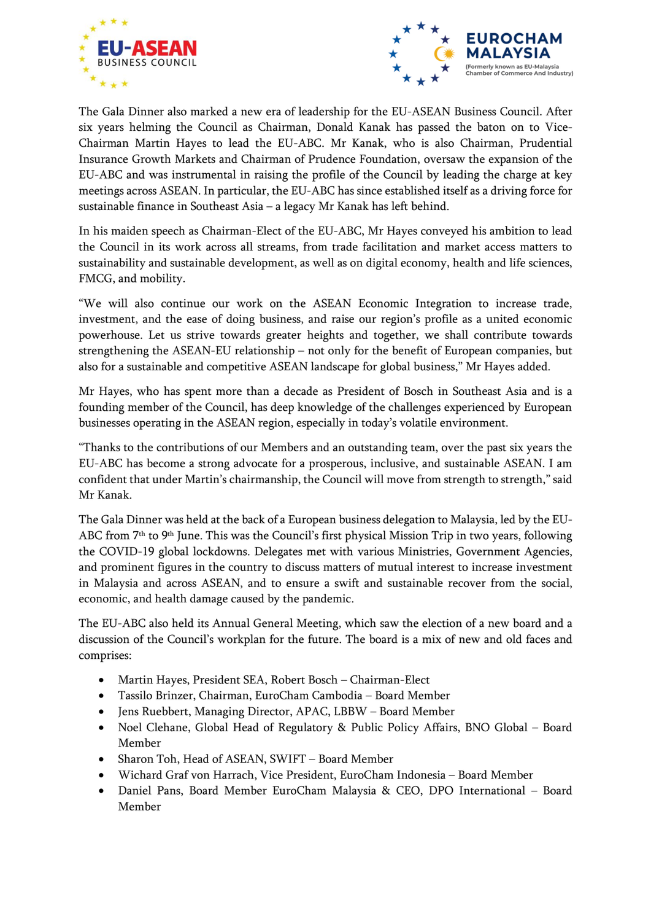The Gala Dinner also marked a new era of leadership for the EU-ASEAN Business Council. After six years helming the Council as Chairman, Donald Kanak has passed the baton on to Vice-Chairman Martin Hayes to lead the EU-ABC. Mr Kanak, who is also Chairman, Prudential Insurance Growth Markets and Chairman of Prudence Foundation, oversaw the expansion of the EU-ABC and was instrumental in raising the profile of the Council by leading the charge at key meetings across ASEAN. In particular, the EU-ABC has since established itself as a driving force for sustainable finance in Southeast Asia – a legacy Mr Kanak has left behind.

In his maiden speech as Chairman-Elect of the EU-ABC, Mr Hayes conveyed his ambition to lead the Council in its work across all streams, from trade facilitation and market access matters to sustainability and sustainable development, as well as on digital economy, health and life sciences, FMCG, and mobility.

"We will also continue our work on the ASEAN Economic Integration to increase trade, investment, and the ease of doing business, and raise our region's profile as a united economic powerhouse. Let us strive towards greater heights and together, we shall contribute towards strengthening the ASEAN-EU relationship – not only for the benefit of European companies, but also for a sustainable and competitive ASEAN landscape for global business," Mr Hayes added.

Mr Hayes, who has spent more than a decade as President of Bosch in Southeast Asia and is a founding member of the Council, has deep knowledge of the challenges experienced by European businesses operating in the ASEAN region, especially in today's volatile environment.

"Thanks to the contributions of our Members and an outstanding team, over the past six years the EU-ABC has become a strong advocate for a prosperous, inclusive, and sustainable ASEAN. I am confident that under Martin's chairmanship, the Council will move from strength to strength," said Mr Kanak.

The Gala Dinner was held at the back of a European business delegation to Malaysia, led by the EU-ABC from 7th to 9th June. This was the Council's first physical Mission Trip in two years, following the COVID-19 global lockdowns. Delegates met with various Ministries, Government Agencies, and prominent figures in the country to discuss matters of mutual interest to increase investment in Malaysia and across ASEAN, and to ensure a swift and sustainable recover from the social, economic, and health damage caused by the pandemic.

The EU-ABC also held its Annual General Meeting, which saw the election of a new board and a discussion of the Council's workplan for the future. The board is a mix of new and old faces and comprises:

- Martin Hayes, President SEA, Robert Bosch – Chairman-Elect
- Tassilo Brinzer, Chairman, EuroCham Cambodia – Board Member
- Jens Ruebbert, Managing Director, APAC, LBBW – Board Member
- Noel Clehane, Global Head of Regulatory & Public Policy Affairs, BNO Global – Board Member
- Sharon Toh, Head of ASEAN, SWIFT – Board Member
- Wichard Graf von Harrach, Vice President, EuroCham Indonesia – Board Member
- Daniel Pans, Board Member EuroCham Malaysia & CEO, DPO International – Board Member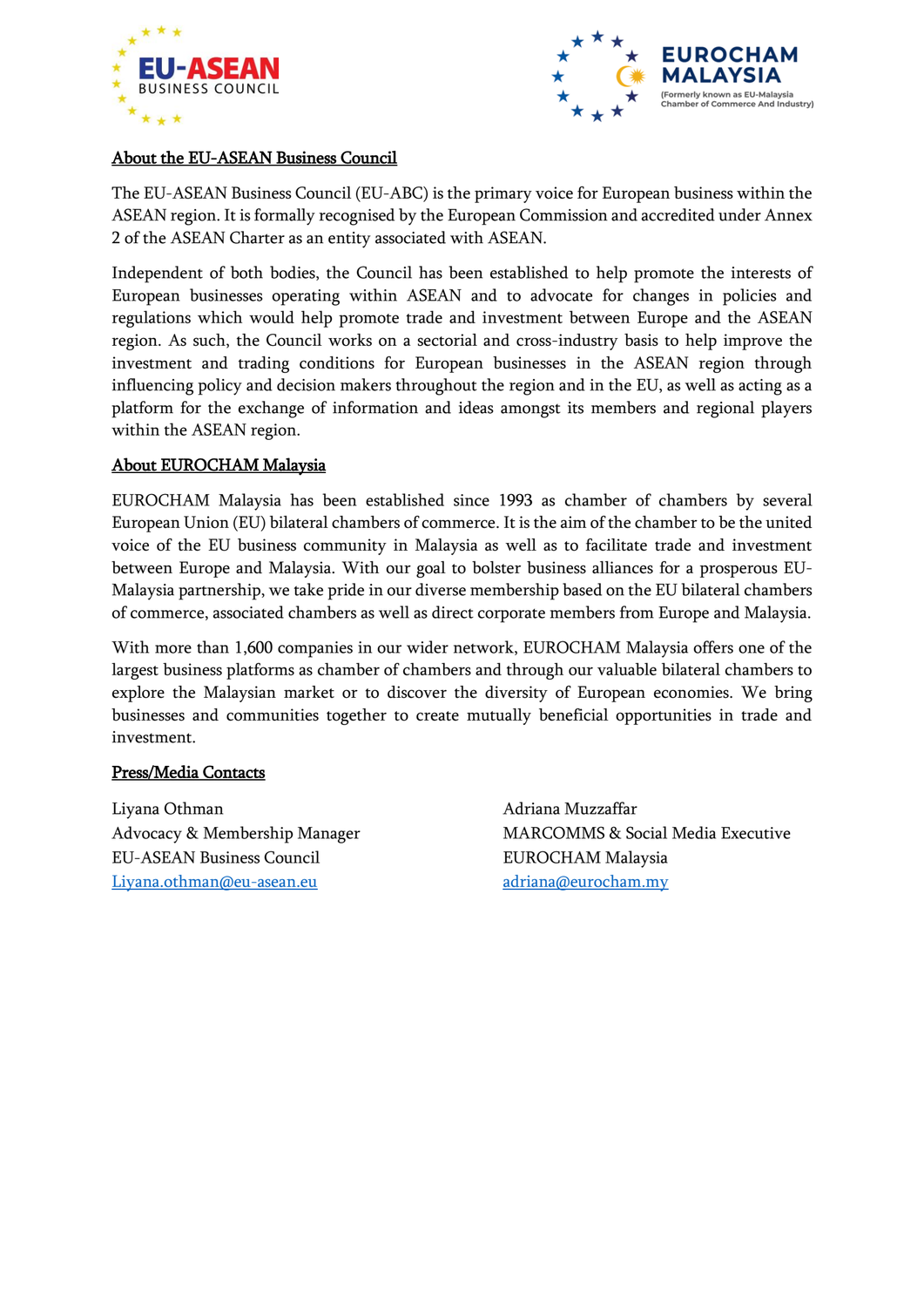## About the EU-ASEAN Business Council

The EU-ASEAN Business Council (EU-ABC) is the primary voice for European business within the ASEAN region. It is formally recognised by the European Commission and accredited under Annex 2 of the ASEAN Charter as an entity associated with ASEAN.

Independent of both bodies, the Council has been established to help promote the interests of European businesses operating within ASEAN and to advocate for changes in policies and regulations which would help promote trade and investment between Europe and the ASEAN region. As such, the Council works on a sectorial and cross-industry basis to help improve the investment and trading conditions for European businesses in the ASEAN region through influencing policy and decision makers throughout the region and in the EU, as well as acting as a platform for the exchange of information and ideas amongst its members and regional players within the ASEAN region.

## About EUROCHAM Malaysia

EUROCHAM Malaysia has been established since 1993 as chamber of chambers by several European Union (EU) bilateral chambers of commerce. It is the aim of the chamber to be the united voice of the EU business community in Malaysia as well as to facilitate trade and investment between Europe and Malaysia. With our goal to bolster business alliances for a prosperous EU-Malaysia partnership, we take pride in our diverse membership based on the EU bilateral chambers of commerce, associated chambers as well as direct corporate members from Europe and Malaysia.

With more than 1,600 companies in our wider network, EUROCHAM Malaysia offers one of the largest business platforms as chamber of chambers and through our valuable bilateral chambers to explore the Malaysian market or to discover the diversity of European economies. We bring businesses and communities together to create mutually beneficial opportunities in trade and investment.

## Press/Media Contacts

Liyana Othman
Advocacy & Membership Manager
EU-ASEAN Business Council
Liyana.othman@eu-asean.eu

Adriana Muzzaffar
MARCOMMS & Social Media Executive
EUROCHAM Malaysia
adriana@eurocham.my